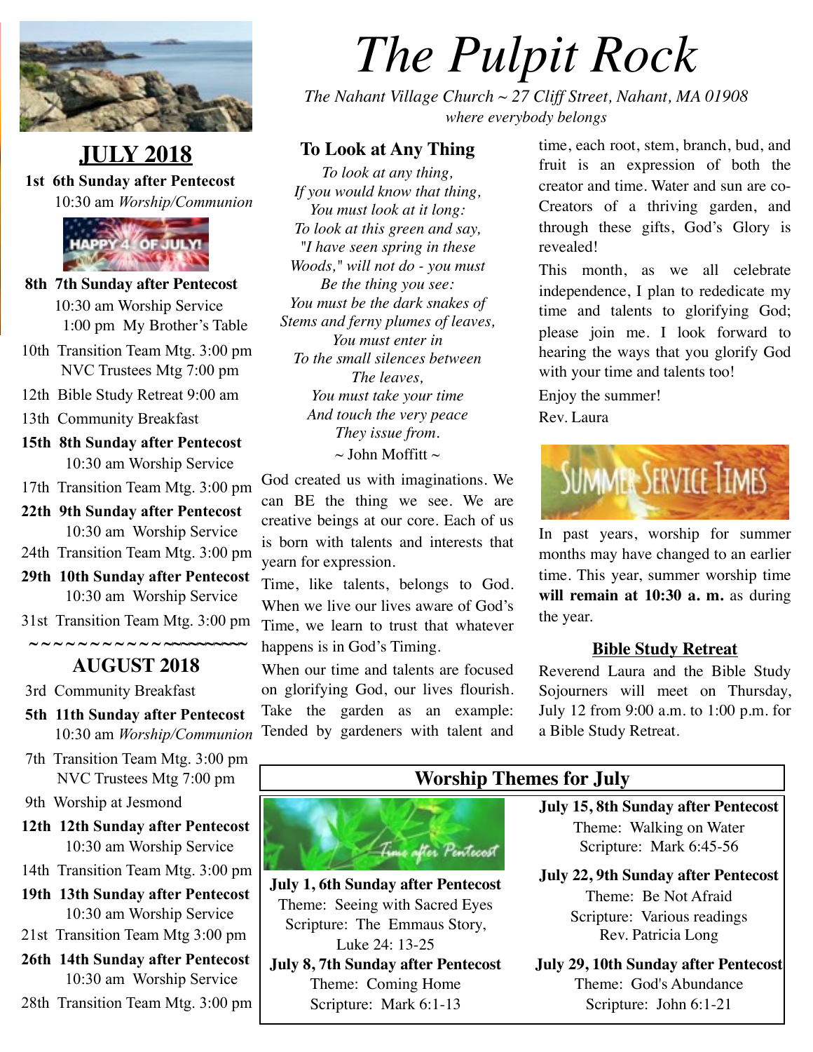# The Pulpit Rock

*The Nahant Village Church ~ 27 Cliff Street, Nahant, MA 01908*
*where everybody belongs*

## JULY 2018

**1st 6th Sunday after Pentecost**
10:30 am *Worship/Communion*

**8th 7th Sunday after Pentecost**
10:30 am Worship Service
1:00 pm My Brother's Table

10th Transition Team Mtg. 3:00 pm
NVC Trustees Mtg 7:00 pm

12th Bible Study Retreat 9:00 am

13th Community Breakfast

**15th 8th Sunday after Pentecost**
10:30 am Worship Service

17th Transition Team Mtg. 3:00 pm

**22th 9th Sunday after Pentecost**
10:30 am Worship Service

24th Transition Team Mtg. 3:00 pm

**29th 10th Sunday after Pentecost**
10:30 am Worship Service

31st Transition Team Mtg. 3:00 pm

~~~~~~~~~~~~~~~~~~~~

## AUGUST 2018

3rd Community Breakfast

**5th 11th Sunday after Pentecost**
10:30 am *Worship/Communion*

7th Transition Team Mtg. 3:00 pm
NVC Trustees Mtg 7:00 pm

9th Worship at Jesmond

**12th 12th Sunday after Pentecost**
10:30 am Worship Service

14th Transition Team Mtg. 3:00 pm

**19th 13th Sunday after Pentecost**
10:30 am Worship Service

21st Transition Team Mtg 3:00 pm

**26th 14th Sunday after Pentecost**
10:30 am Worship Service

28th Transition Team Mtg. 3:00 pm

### To Look at Any Thing

*To look at any thing,*
*If you would know that thing,*
*You must look at it long:*
*To look at this green and say,*
*"I have seen spring in these*
*Woods," will not do - you must*
*Be the thing you see:*
*You must be the dark snakes of*
*Stems and ferny plumes of leaves,*
*You must enter in*
*To the small silences between*
*The leaves,*
*You must take your time*
*And touch the very peace*
*They issue from.*

~ John Moffitt ~

God created us with imaginations. We can BE the thing we see. We are creative beings at our core. Each of us is born with talents and interests that yearn for expression.

Time, like talents, belongs to God. When we live our lives aware of God's Time, we learn to trust that whatever happens is in God's Timing.

When our time and talents are focused on glorifying God, our lives flourish. Take the garden as an example: Tended by gardeners with talent and time, each root, stem, branch, bud, and fruit is an expression of both the creator and time. Water and sun are co-Creators of a thriving garden, and through these gifts, God's Glory is revealed!

This month, as we all celebrate independence, I plan to rededicate my time and talents to glorifying God; please join me. I look forward to hearing the ways that you glorify God with your time and talents too!

Enjoy the summer!

Rev. Laura

In past years, worship for summer months may have changed to an earlier time. This year, summer worship time **will remain at 10:30 a. m.** as during the year.

### Bible Study Retreat

Reverend Laura and the Bible Study Sojourners will meet on Thursday, July 12 from 9:00 a.m. to 1:00 p.m. for a Bible Study Retreat.

### Worship Themes for July

**July 1, 6th Sunday after Pentecost**
Theme: Seeing with Sacred Eyes
Scripture: The Emmaus Story, Luke 24: 13-25

**July 8, 7th Sunday after Pentecost**
Theme: Coming Home
Scripture: Mark 6:1-13

**July 15, 8th Sunday after Pentecost**
Theme: Walking on Water
Scripture: Mark 6:45-56

**July 22, 9th Sunday after Pentecost**
Theme: Be Not Afraid
Scripture: Various readings
Rev. Patricia Long

**July 29, 10th Sunday after Pentecost**
Theme: God's Abundance
Scripture: John 6:1-21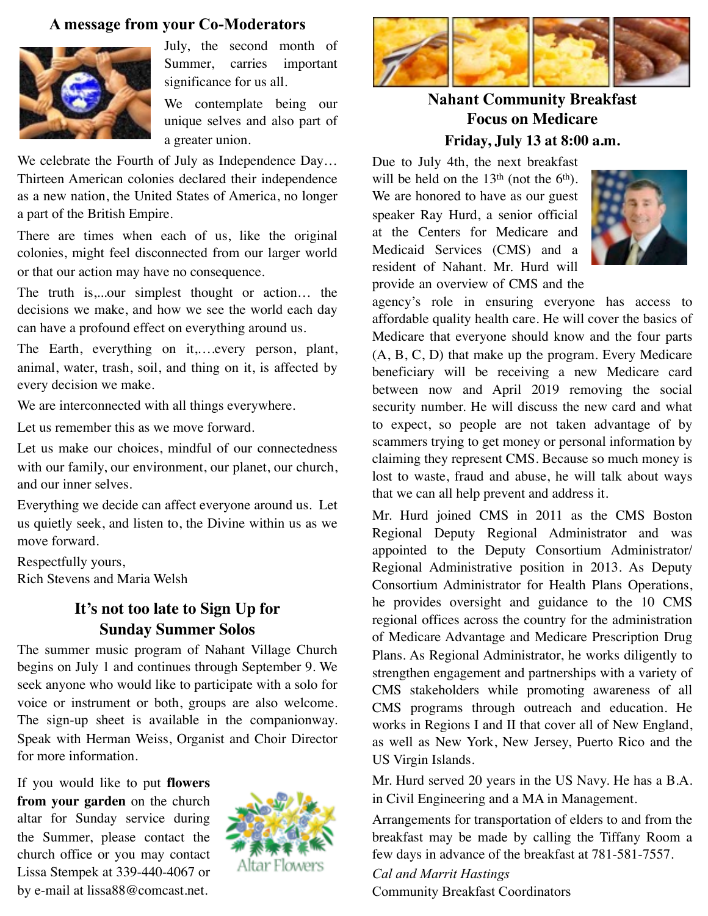## A message from your Co-Moderators

July, the second month of Summer, carries important significance for us all.

We contemplate being our unique selves and also part of a greater union.

We celebrate the Fourth of July as Independence Day… Thirteen American colonies declared their independence as a new nation, the United States of America, no longer a part of the British Empire.

There are times when each of us, like the original colonies, might feel disconnected from our larger world or that our action may have no consequence.

The truth is,...our simplest thought or action… the decisions we make, and how we see the world each day can have a profound effect on everything around us.

The Earth, everything on it,….every person, plant, animal, water, trash, soil, and thing on it, is affected by every decision we make.

We are interconnected with all things everywhere.

Let us remember this as we move forward.

Let us make our choices, mindful of our connectedness with our family, our environment, our planet, our church, and our inner selves.

Everything we decide can affect everyone around us. Let us quietly seek, and listen to, the Divine within us as we move forward.

Respectfully yours,
Rich Stevens and Maria Welsh

## It's not too late to Sign Up for Sunday Summer Solos

The summer music program of Nahant Village Church begins on July 1 and continues through September 9. We seek anyone who would like to participate with a solo for voice or instrument or both, groups are also welcome. The sign-up sheet is available in the companionway. Speak with Herman Weiss, Organist and Choir Director for more information.

If you would like to put **flowers from your garden** on the church altar for Sunday service during the Summer, please contact the church office or you may contact Lissa Stempek at 339-440-4067 or by e-mail at lissa88@comcast.net.

## Nahant Community Breakfast Focus on Medicare Friday, July 13 at 8:00 a.m.

Due to July 4th, the next breakfast will be held on the 13th (not the 6th). We are honored to have as our guest speaker Ray Hurd, a senior official at the Centers for Medicare and Medicaid Services (CMS) and a resident of Nahant. Mr. Hurd will provide an overview of CMS and the agency's role in ensuring everyone has access to affordable quality health care. He will cover the basics of Medicare that everyone should know and the four parts (A, B, C, D) that make up the program. Every Medicare beneficiary will be receiving a new Medicare card between now and April 2019 removing the social security number. He will discuss the new card and what to expect, so people are not taken advantage of by scammers trying to get money or personal information by claiming they represent CMS. Because so much money is lost to waste, fraud and abuse, he will talk about ways that we can all help prevent and address it.

Mr. Hurd joined CMS in 2011 as the CMS Boston Regional Deputy Regional Administrator and was appointed to the Deputy Consortium Administrator/ Regional Administrative position in 2013. As Deputy Consortium Administrator for Health Plans Operations, he provides oversight and guidance to the 10 CMS regional offices across the country for the administration of Medicare Advantage and Medicare Prescription Drug Plans. As Regional Administrator, he works diligently to strengthen engagement and partnerships with a variety of CMS stakeholders while promoting awareness of all CMS programs through outreach and education. He works in Regions I and II that cover all of New England, as well as New York, New Jersey, Puerto Rico and the US Virgin Islands.

Mr. Hurd served 20 years in the US Navy. He has a B.A. in Civil Engineering and a MA in Management.

Arrangements for transportation of elders to and from the breakfast may be made by calling the Tiffany Room a few days in advance of the breakfast at 781-581-7557.

*Cal and Marrit Hastings*
Community Breakfast Coordinators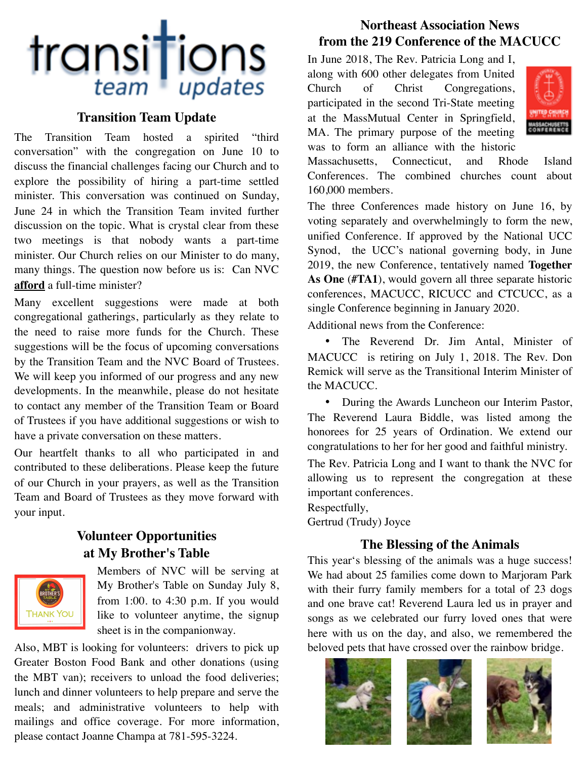# transitions team updates

## Transition Team Update

The Transition Team hosted a spirited "third conversation" with the congregation on June 10 to discuss the financial challenges facing our Church and to explore the possibility of hiring a part-time settled minister. This conversation was continued on Sunday, June 24 in which the Transition Team invited further discussion on the topic. What is crystal clear from these two meetings is that nobody wants a part-time minister. Our Church relies on our Minister to do many, many things. The question now before us is: Can NVC **afford** a full-time minister?

Many excellent suggestions were made at both congregational gatherings, particularly as they relate to the need to raise more funds for the Church. These suggestions will be the focus of upcoming conversations by the Transition Team and the NVC Board of Trustees. We will keep you informed of our progress and any new developments. In the meanwhile, please do not hesitate to contact any member of the Transition Team or Board of Trustees if you have additional suggestions or wish to have a private conversation on these matters.

Our heartfelt thanks to all who participated in and contributed to these deliberations. Please keep the future of our Church in your prayers, as well as the Transition Team and Board of Trustees as they move forward with your input.

## Volunteer Opportunities at My Brother's Table

Members of NVC will be serving at My Brother's Table on Sunday July 8, from 1:00. to 4:30 p.m. If you would like to volunteer anytime, the signup sheet is in the companionway.

Also, MBT is looking for volunteers: drivers to pick up Greater Boston Food Bank and other donations (using the MBT van); receivers to unload the food deliveries; lunch and dinner volunteers to help prepare and serve the meals; and administrative volunteers to help with mailings and office coverage. For more information, please contact Joanne Champa at 781-595-3224.

## Northeast Association News from the 219 Conference of the MACUCC

In June 2018, The Rev. Patricia Long and I, along with 600 other delegates from United Church of Christ Congregations, participated in the second Tri-State meeting at the MassMutual Center in Springfield, MA. The primary purpose of the meeting was to form an alliance with the historic Massachusetts, Connecticut, and Rhode Island Conferences. The combined churches count about 160,000 members.

The three Conferences made history on June 16, by voting separately and overwhelmingly to form the new, unified Conference. If approved by the National UCC Synod, the UCC's national governing body, in June 2019, the new Conference, tentatively named **Together As One** (**#TA1**), would govern all three separate historic conferences, MACUCC, RICUCC and CTCUCC, as a single Conference beginning in January 2020.

Additional news from the Conference:

- The Reverend Dr. Jim Antal, Minister of MACUCC is retiring on July 1, 2018. The Rev. Don Remick will serve as the Transitional Interim Minister of the MACUCC.
- During the Awards Luncheon our Interim Pastor, The Reverend Laura Biddle, was listed among the honorees for 25 years of Ordination. We extend our congratulations to her for her good and faithful ministry.

The Rev. Patricia Long and I want to thank the NVC for allowing us to represent the congregation at these important conferences.

Respectfully,
Gertrud (Trudy) Joyce

## The Blessing of the Animals

This year's blessing of the animals was a huge success! We had about 25 families come down to Marjoram Park with their furry family members for a total of 23 dogs and one brave cat! Reverend Laura led us in prayer and songs as we celebrated our furry loved ones that were here with us on the day, and also, we remembered the beloved pets that have crossed over the rainbow bridge.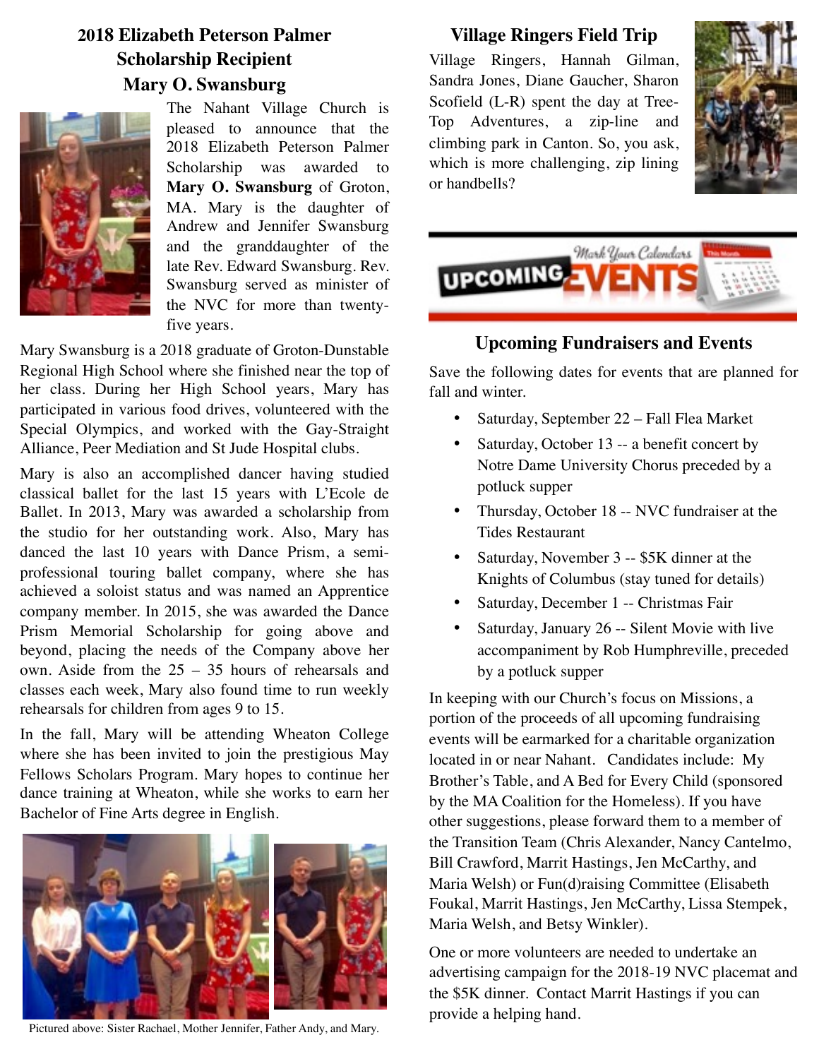## 2018 Elizabeth Peterson Palmer Scholarship Recipient Mary O. Swansburg

The Nahant Village Church is pleased to announce that the 2018 Elizabeth Peterson Palmer Scholarship was awarded to **Mary O. Swansburg** of Groton, MA. Mary is the daughter of Andrew and Jennifer Swansburg and the granddaughter of the late Rev. Edward Swansburg. Rev. Swansburg served as minister of the NVC for more than twenty-five years.

Mary Swansburg is a 2018 graduate of Groton-Dunstable Regional High School where she finished near the top of her class. During her High School years, Mary has participated in various food drives, volunteered with the Special Olympics, and worked with the Gay-Straight Alliance, Peer Mediation and St Jude Hospital clubs.

Mary is also an accomplished dancer having studied classical ballet for the last 15 years with L'Ecole de Ballet. In 2013, Mary was awarded a scholarship from the studio for her outstanding work. Also, Mary has danced the last 10 years with Dance Prism, a semi-professional touring ballet company, where she has achieved a soloist status and was named an Apprentice company member. In 2015, she was awarded the Dance Prism Memorial Scholarship for going above and beyond, placing the needs of the Company above her own. Aside from the 25 – 35 hours of rehearsals and classes each week, Mary also found time to run weekly rehearsals for children from ages 9 to 15.

In the fall, Mary will be attending Wheaton College where she has been invited to join the prestigious May Fellows Scholars Program. Mary hopes to continue her dance training at Wheaton, while she works to earn her Bachelor of Fine Arts degree in English.

Pictured above: Sister Rachael, Mother Jennifer, Father Andy, and Mary.

## Village Ringers Field Trip

Village Ringers, Hannah Gilman, Sandra Jones, Diane Gaucher, Sharon Scofield (L-R) spent the day at Tree-Top Adventures, a zip-line and climbing park in Canton. So, you ask, which is more challenging, zip lining or handbells?

Mark Your Calendars UPCOMING EVENTS

## Upcoming Fundraisers and Events

Save the following dates for events that are planned for fall and winter.

- Saturday, September 22 – Fall Flea Market
- Saturday, October 13 -- a benefit concert by Notre Dame University Chorus preceded by a potluck supper
- Thursday, October 18 -- NVC fundraiser at the Tides Restaurant
- Saturday, November 3 -- $5K dinner at the Knights of Columbus (stay tuned for details)
- Saturday, December 1 -- Christmas Fair
- Saturday, January 26 -- Silent Movie with live accompaniment by Rob Humphreville, preceded by a potluck supper

In keeping with our Church's focus on Missions, a portion of the proceeds of all upcoming fundraising events will be earmarked for a charitable organization located in or near Nahant. Candidates include: My Brother's Table, and A Bed for Every Child (sponsored by the MA Coalition for the Homeless). If you have other suggestions, please forward them to a member of the Transition Team (Chris Alexander, Nancy Cantelmo, Bill Crawford, Marrit Hastings, Jen McCarthy, and Maria Welsh) or Fun(d)raising Committee (Elisabeth Foukal, Marrit Hastings, Jen McCarthy, Lissa Stempek, Maria Welsh, and Betsy Winkler).

One or more volunteers are needed to undertake an advertising campaign for the 2018-19 NVC placemat and the $5K dinner. Contact Marrit Hastings if you can provide a helping hand.